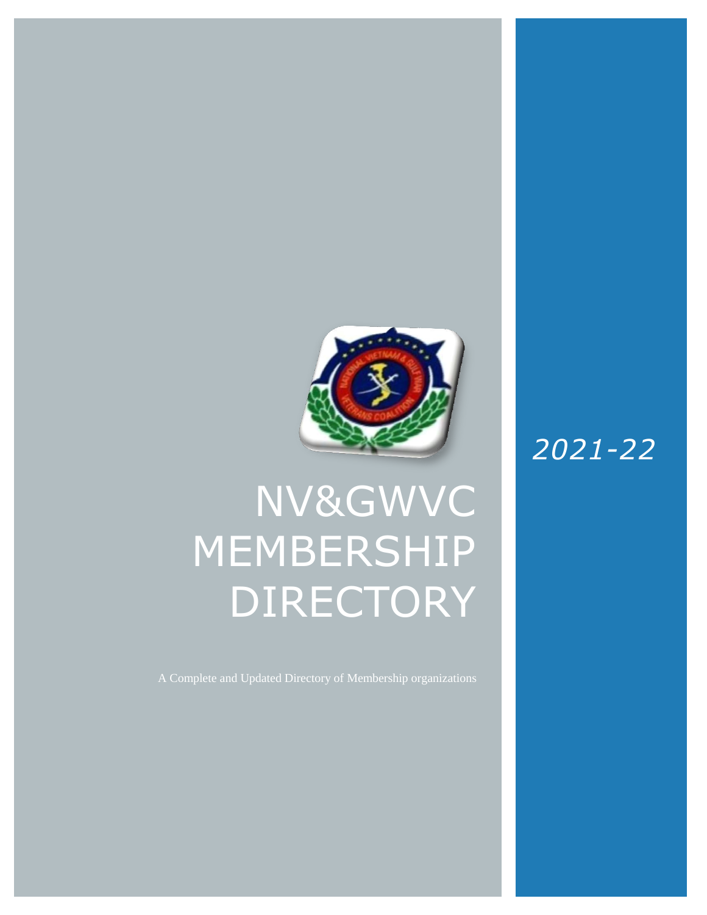*2021-22*

# NV&GWVC MEMBERSHIP DIRECTORY

A Complete and Updated Directory of Membership organizations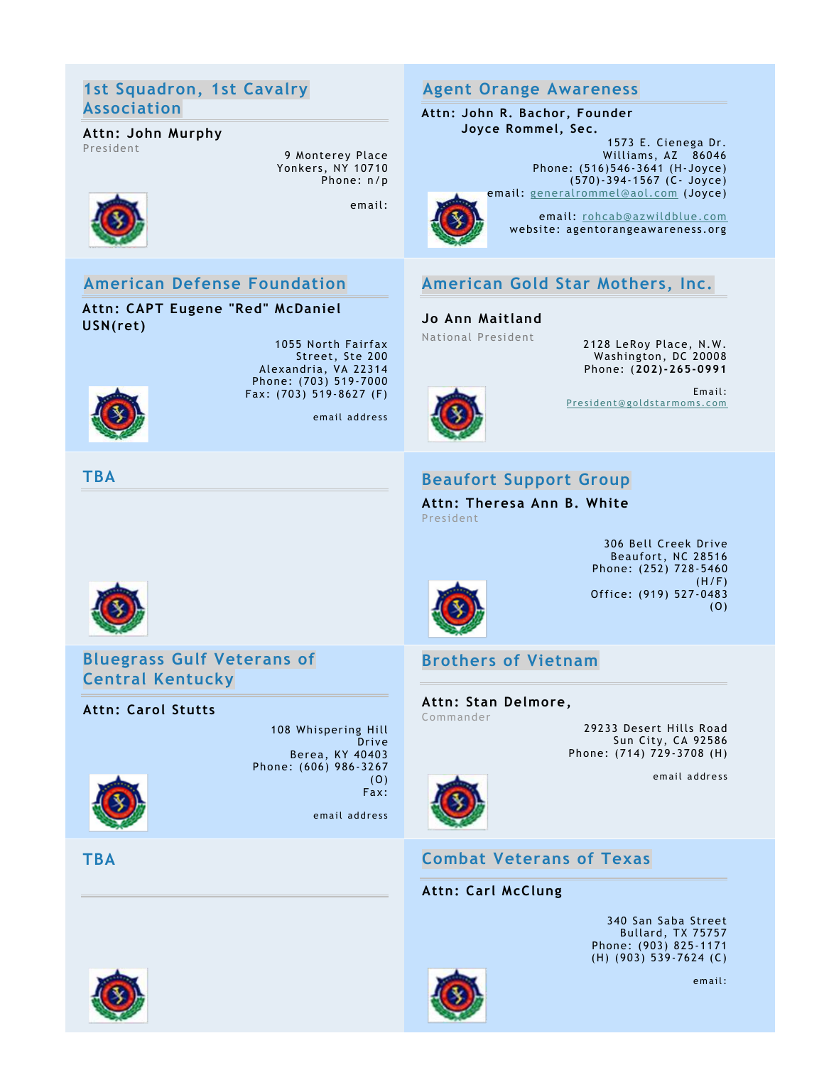## 1st Squadron, 1st Cavalry Association

**Attn: John Murphy**
President

9 Monterey Place
Yonkers, NY 10710
Phone: n/p

email:

## Agent Orange Awareness

**Attn: John R. Bachor, Founder**
**Joyce Rommel, Sec.**

1573 E. Cienega Dr.
Williams, AZ 86046
Phone: (516)546-3641 (H-Joyce)
(570)-394-1567 (C- Joyce)
email: generalrommel@aol.com (Joyce)

email: rohcab@azwildblue.com
website: agentorangeawareness.org

## American Defense Foundation

**Attn: CAPT Eugene "Red" McDaniel USN(ret)**

1055 North Fairfax Street, Ste 200
Alexandria, VA 22314
Phone: (703) 519-7000
Fax: (703) 519-8627 (F)

email address

## American Gold Star Mothers, Inc.

**Jo Ann Maitland**
National President

2128 LeRoy Place, N.W.
Washington, DC 20008
Phone: **(202)-265-0991**

Email:
President@goldstarmoms.com

## TBA

## Beaufort Support Group

**Attn: Theresa Ann B. White**
President

306 Bell Creek Drive
Beaufort, NC 28516
Phone: (252) 728-5460 (H/F)
Office: (919) 527-0483 (O)

## Bluegrass Gulf Veterans of Central Kentucky

**Attn: Carol Stutts**

108 Whispering Hill Drive
Berea, KY 40403
Phone: (606) 986-3267 (O)
Fax:

email address

## Brothers of Vietnam

**Attn: Stan Delmore,**
Commander

29233 Desert Hills Road
Sun City, CA 92586
Phone: (714) 729-3708 (H)

email address

## TBA

## Combat Veterans of Texas

**Attn: Carl McClung**

340 San Saba Street
Bullard, TX 75757
Phone: (903) 825-1171 (H) (903) 539-7624 (C)

email: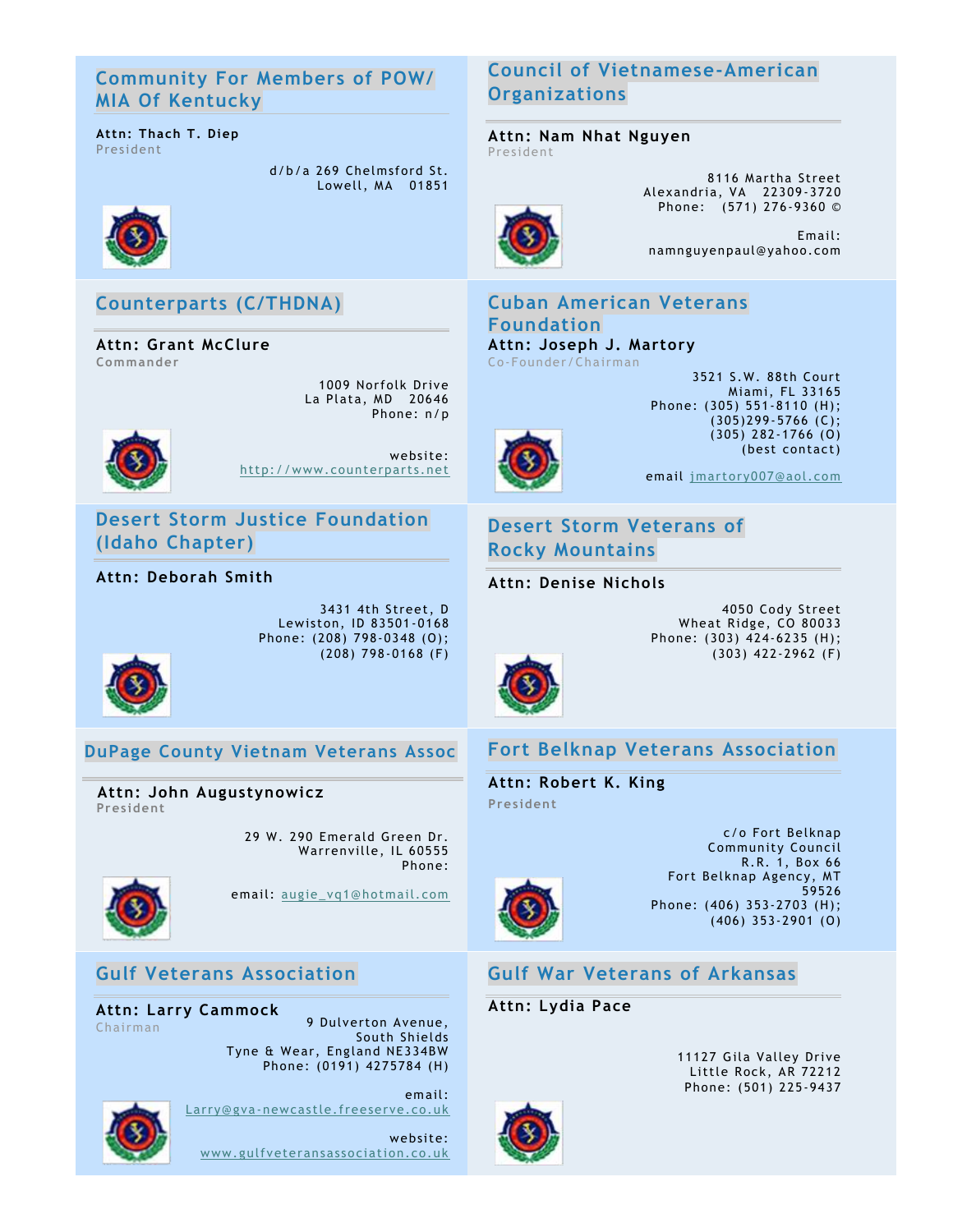## Community For Members of POW/ MIA Of Kentucky

**Attn: Thach T. Diep**
President

d/b/a 269 Chelmsford St.
Lowell, MA 01851

## Council of Vietnamese-American Organizations

**Attn: Nam Nhat Nguyen**
President

8116 Martha Street
Alexandria, VA 22309-3720
Phone: (571) 276-9360 ©

Email:
namnguyenpaul@yahoo.com

## Counterparts (C/THDNA)

**Attn: Grant McClure**
Commander

1009 Norfolk Drive
La Plata, MD 20646
Phone: n/p

website:
http://www.counterparts.net

## Cuban American Veterans Foundation

**Attn: Joseph J. Martory**
Co-Founder/Chairman

3521 S.W. 88th Court
Miami, FL 33165
Phone: (305) 551-8110 (H);
(305)299-5766 (C);
(305) 282-1766 (O)
(best contact)

email jmartory007@aol.com

## Desert Storm Justice Foundation (Idaho Chapter)

**Attn: Deborah Smith**

3431 4th Street, D
Lewiston, ID 83501-0168
Phone: (208) 798-0348 (O);
(208) 798-0168 (F)

## Desert Storm Veterans of Rocky Mountains

**Attn: Denise Nichols**

4050 Cody Street
Wheat Ridge, CO 80033
Phone: (303) 424-6235 (H);
(303) 422-2962 (F)

## DuPage County Vietnam Veterans Assoc

**Attn: John Augustynowicz**
President

29 W. 290 Emerald Green Dr.
Warrenville, IL 60555
Phone:

email: augie_vq1@hotmail.com

## Fort Belknap Veterans Association

**Attn: Robert K. King**
President

c/o Fort Belknap
Community Council
R.R. 1, Box 66
Fort Belknap Agency, MT
59526
Phone: (406) 353-2703 (H);
(406) 353-2901 (O)

## Gulf Veterans Association

**Attn: Larry Cammock**
Chairman

9 Dulverton Avenue,
South Shields
Tyne & Wear, England NE334BW
Phone: (0191) 4275784 (H)

email:
Larry@gva-newcastle.freeserve.co.uk

website:
www.gulfveteransassociation.co.uk

## Gulf War Veterans of Arkansas

**Attn: Lydia Pace**

11127 Gila Valley Drive
Little Rock, AR 72212
Phone: (501) 225-9437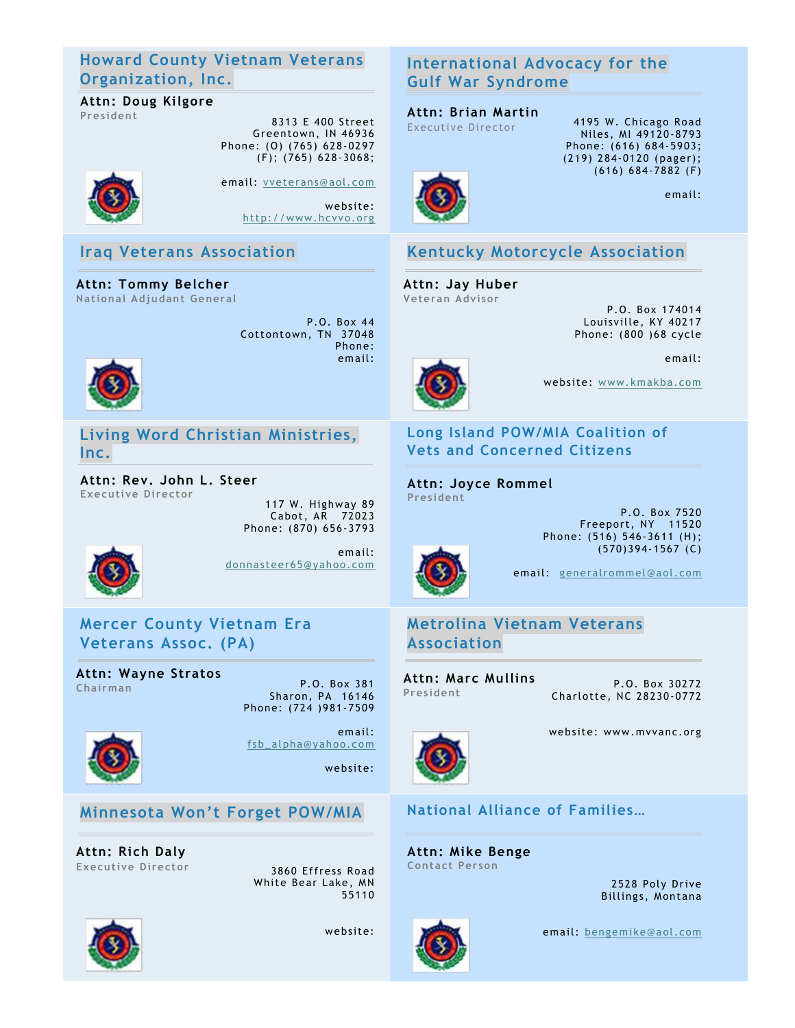## Howard County Vietnam Veterans Organization, Inc.

**Attn: Doug Kilgore**
President

8313 E 400 Street
Greentown, IN 46936
Phone: (O) (765) 628-0297
(F); (765) 628-3068;

email: vveterans@aol.com

website: http://www.hcvvo.org

## International Advocacy for the Gulf War Syndrome

**Attn: Brian Martin**
Executive Director

4195 W. Chicago Road
Niles, MI 49120-8793
Phone: (616) 684-5903;
(219) 284-0120 (pager);
(616) 684-7882 (F)

email:

## Iraq Veterans Association

**Attn: Tommy Belcher**
National Adjudant General

P.O. Box 44
Cottontown, TN 37048
Phone:
email:

## Kentucky Motorcycle Association

**Attn: Jay Huber**
Veteran Advisor

P.O. Box 174014
Louisville, KY 40217
Phone: (800 )68 cycle

email:

website: www.kmakba.com

## Living Word Christian Ministries, Inc.

**Attn: Rev. John L. Steer**
Executive Director

117 W. Highway 89
Cabot, AR 72023
Phone: (870) 656-3793

email: donnasteer65@yahoo.com

## Long Island POW/MIA Coalition of Vets and Concerned Citizens

**Attn: Joyce Rommel**
President

P.O. Box 7520
Freeport, NY 11520
Phone: (516) 546-3611 (H);
(570)394-1567 (C)

email: generalrommel@aol.com

## Mercer County Vietnam Era Veterans Assoc. (PA)

**Attn: Wayne Stratos**
Chairman

P.O. Box 381
Sharon, PA 16146
Phone: (724 )981-7509

email: fsb_alpha@yahoo.com

website:

## Metrolina Vietnam Veterans Association

**Attn: Marc Mullins**
President

P.O. Box 30272
Charlotte, NC 28230-0772

website: www.mvvanc.org

## Minnesota Won't Forget POW/MIA

**Attn: Rich Daly**
Executive Director

3860 Effress Road
White Bear Lake, MN
55110

website:

## National Alliance of Families…

**Attn: Mike Benge**
Contact Person

2528 Poly Drive
Billings, Montana

email: bengemike@aol.com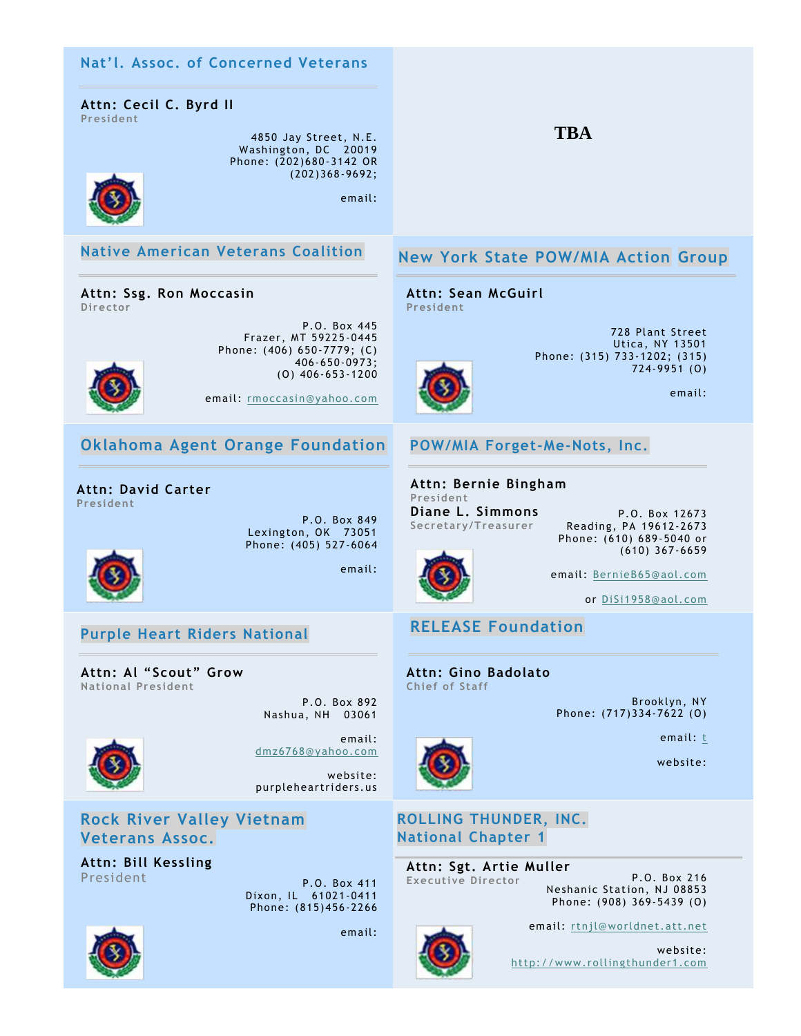## Nat'l. Assoc. of Concerned Veterans

**Attn: Cecil C. Byrd II**
President

4850 Jay Street, N.E.
Washington, DC 20019
Phone: (202)680-3142 OR (202)368-9692;

email:

## TBA

## Native American Veterans Coalition

**Attn: Ssg. Ron Moccasin**
Director

P.O. Box 445
Frazer, MT 59225-0445
Phone: (406) 650-7779; (C) 406-650-0973; (O) 406-653-1200

email: rmoccasin@yahoo.com

## New York State POW/MIA Action Group

**Attn: Sean McGuirl**
President

728 Plant Street
Utica, NY 13501
Phone: (315) 733-1202; (315) 724-9951 (O)

email:

## Oklahoma Agent Orange Foundation

**Attn: David Carter**
President

P.O. Box 849
Lexington, OK 73051
Phone: (405) 527-6064

email:

## POW/MIA Forget-Me-Nots, Inc.

**Attn: Bernie Bingham**
President

**Diane L. Simmons**
Secretary/Treasurer

P.O. Box 12673
Reading, PA 19612-2673
Phone: (610) 689-5040 or (610) 367-6659

email: BernieB65@aol.com

or DiSi1958@aol.com

## Purple Heart Riders National

**Attn: Al "Scout" Grow**
National President

P.O. Box 892
Nashua, NH 03061

email: dmz6768@yahoo.com

website: purpleheartriders.us

## RELEASE Foundation

**Attn: Gino Badolato**
Chief of Staff

Brooklyn, NY
Phone: (717)334-7622 (O)

email: t

website:

## Rock River Valley Vietnam Veterans Assoc.

**Attn: Bill Kessling**
President

P.O. Box 411
Dixon, IL 61021-0411
Phone: (815)456-2266

email:

## ROLLING THUNDER, INC. National Chapter 1

**Attn: Sgt. Artie Muller**
Executive Director

P.O. Box 216
Neshanic Station, NJ 08853
Phone: (908) 369-5439 (O)

email: rtnjl@worldnet.att.net

website: http://www.rollingthunder1.com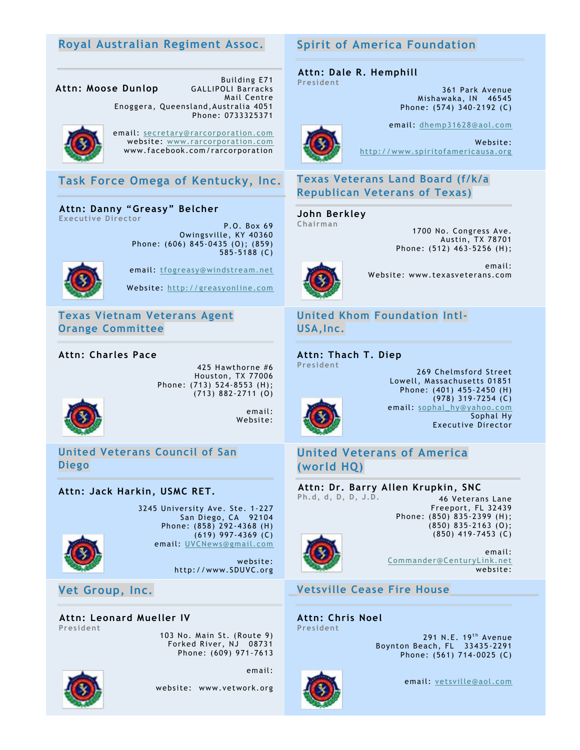## Royal Australian Regiment Assoc.

**Attn: Moose Dunlop**

Building E71
GALLIPOLI Barracks
Mail Centre
Enoggera, Queensland,Australia 4051
Phone: 0733325371

email: secretary@rarcorporation.com
website: www.rarcorporation.com
www.facebook.com/rarcorporation

## Spirit of America Foundation

**Attn: Dale R. Hemphill**
President

361 Park Avenue
Mishawaka, IN 46545
Phone: (574) 340-2192 (C)

email: dhemp31628@aol.com

Website: http://www.spiritofamericausa.org

## Task Force Omega of Kentucky, Inc.

**Attn: Danny "Greasy" Belcher**
Executive Director

P.O. Box 69
Owingsville, KY 40360
Phone: (606) 845-0435 (O); (859) 585-5188 (C)

email: tfogreasy@windstream.net

Website: http://greasyonline.com

## Texas Veterans Land Board (f/k/a Republican Veterans of Texas)

**John Berkley**
Chairman

1700 No. Congress Ave.
Austin, TX 78701
Phone: (512) 463-5256 (H);

email:
Website: www.texasveterans.com

## Texas Vietnam Veterans Agent Orange Committee

**Attn: Charles Pace**

425 Hawthorne #6
Houston, TX 77006
Phone: (713) 524-8553 (H); (713) 882-2711 (O)

email:
Website:

## United Khom Foundation Intl-USA,Inc.

**Attn: Thach T. Diep**
President

269 Chelmsford Street
Lowell, Massachusetts 01851
Phone: (401) 455-2450 (H)
(978) 319-7254 (C)
email: sophal_hy@yahoo.com
Sophal Hy
Executive Director

## United Veterans Council of San Diego

**Attn: Jack Harkin, USMC RET.**

3245 University Ave. Ste. 1-227
San Diego, CA 92104
Phone: (858) 292-4368 (H)
(619) 997-4369 (C)
email: UVCNews@gmail.com

website: http://www.SDUVC.org

## United Veterans of America (world HQ)

**Attn: Dr. Barry Allen Krupkin, SNC**
Ph.d, d, D, D, J.D.

46 Veterans Lane
Freeport, FL 32439
Phone: (850) 835-2399 (H);
(850) 835-2163 (O);
(850) 419-7453 (C)

email: Commander@CenturyLink.net
website:

## Vet Group, Inc.

**Attn: Leonard Mueller IV**
President

103 No. Main St. (Route 9)
Forked River, NJ 08731
Phone: (609) 971-7613

email:

website: www.vetwork.org

## Vetsville Cease Fire House

**Attn: Chris Noel**
President

291 N.E. 19th Avenue
Boynton Beach, FL 33435-2291
Phone: (561) 714-0025 (C)

email: vetsville@aol.com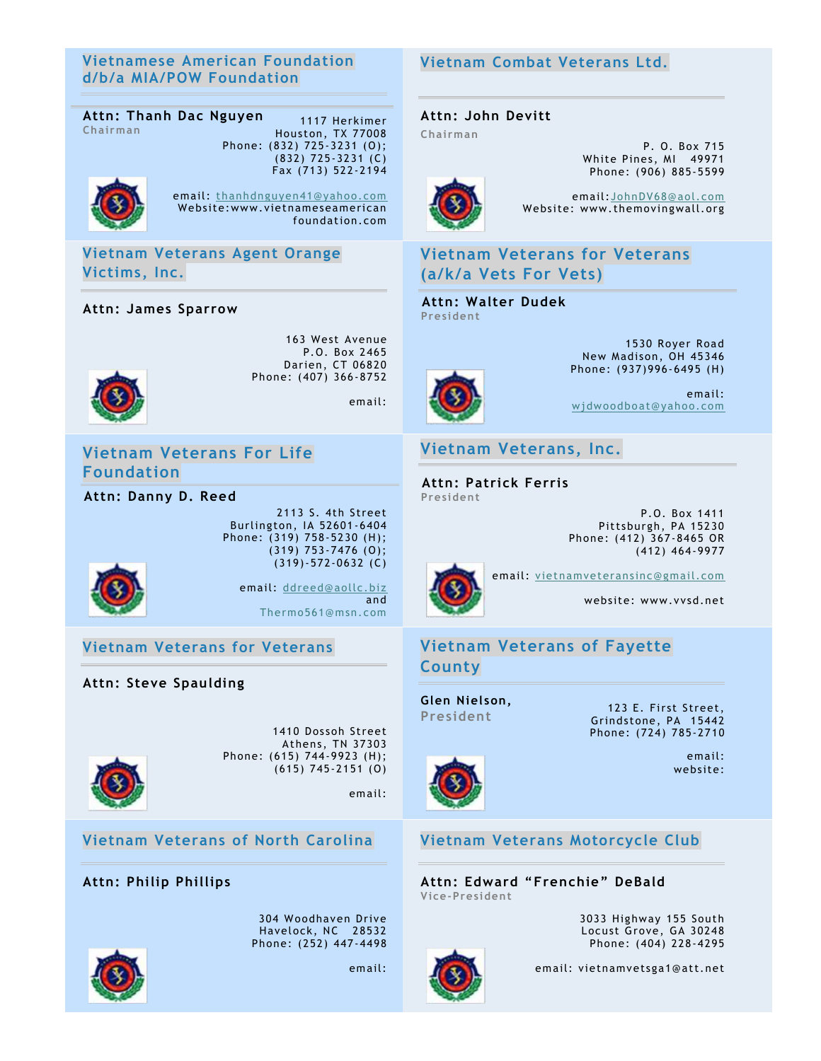## Vietnamese American Foundation d/b/a MIA/POW Foundation

**Attn: Thanh Dac Nguyen**
Chairman

1117 Herkimer
Houston, TX 77008
Phone: (832) 725-3231 (O);
(832) 725-3231 (C)
Fax (713) 522-2194

email: thanhdnguyen41@yahoo.com
Website:www.vietnameseamerican foundation.com

## Vietnam Combat Veterans Ltd.

**Attn: John Devitt**
Chairman

P. O. Box 715
White Pines, MI 49971
Phone: (906) 885-5599

email:JohnDV68@aol.com
Website: www.themovingwall.org

## Vietnam Veterans Agent Orange Victims, Inc.

**Attn: James Sparrow**

163 West Avenue
P.O. Box 2465
Darien, CT 06820
Phone: (407) 366-8752

email:

## Vietnam Veterans for Veterans (a/k/a Vets For Vets)

**Attn: Walter Dudek**
President

1530 Royer Road
New Madison, OH 45346
Phone: (937)996-6495 (H)

email: wjdwoodboat@yahoo.com

## Vietnam Veterans For Life Foundation

**Attn: Danny D. Reed**

2113 S. 4th Street
Burlington, IA 52601-6404
Phone: (319) 758-5230 (H);
(319) 753-7476 (O);
(319)-572-0632 (C)

email: ddreed@aollc.biz and Thermo561@msn.com

## Vietnam Veterans, Inc.

**Attn: Patrick Ferris**
President

P.O. Box 1411
Pittsburgh, PA 15230
Phone: (412) 367-8465 OR
(412) 464-9977

email: vietnamveteransinc@gmail.com

website: www.vvsd.net

## Vietnam Veterans for Veterans

**Attn: Steve Spaulding**

1410 Dossoh Street
Athens, TN 37303
Phone: (615) 744-9923 (H);
(615) 745-2151 (O)

email:

## Vietnam Veterans of Fayette County

**Glen Nielson,**
President

123 E. First Street,
Grindstone, PA 15442
Phone: (724) 785-2710

email:
website:

## Vietnam Veterans of North Carolina

**Attn: Philip Phillips**

304 Woodhaven Drive
Havelock, NC 28532
Phone: (252) 447-4498

email:

## Vietnam Veterans Motorcycle Club

**Attn: Edward "Frenchie" DeBald**
Vice-President

3033 Highway 155 South
Locust Grove, GA 30248
Phone: (404) 228-4295

email: vietnamvetsga1@att.net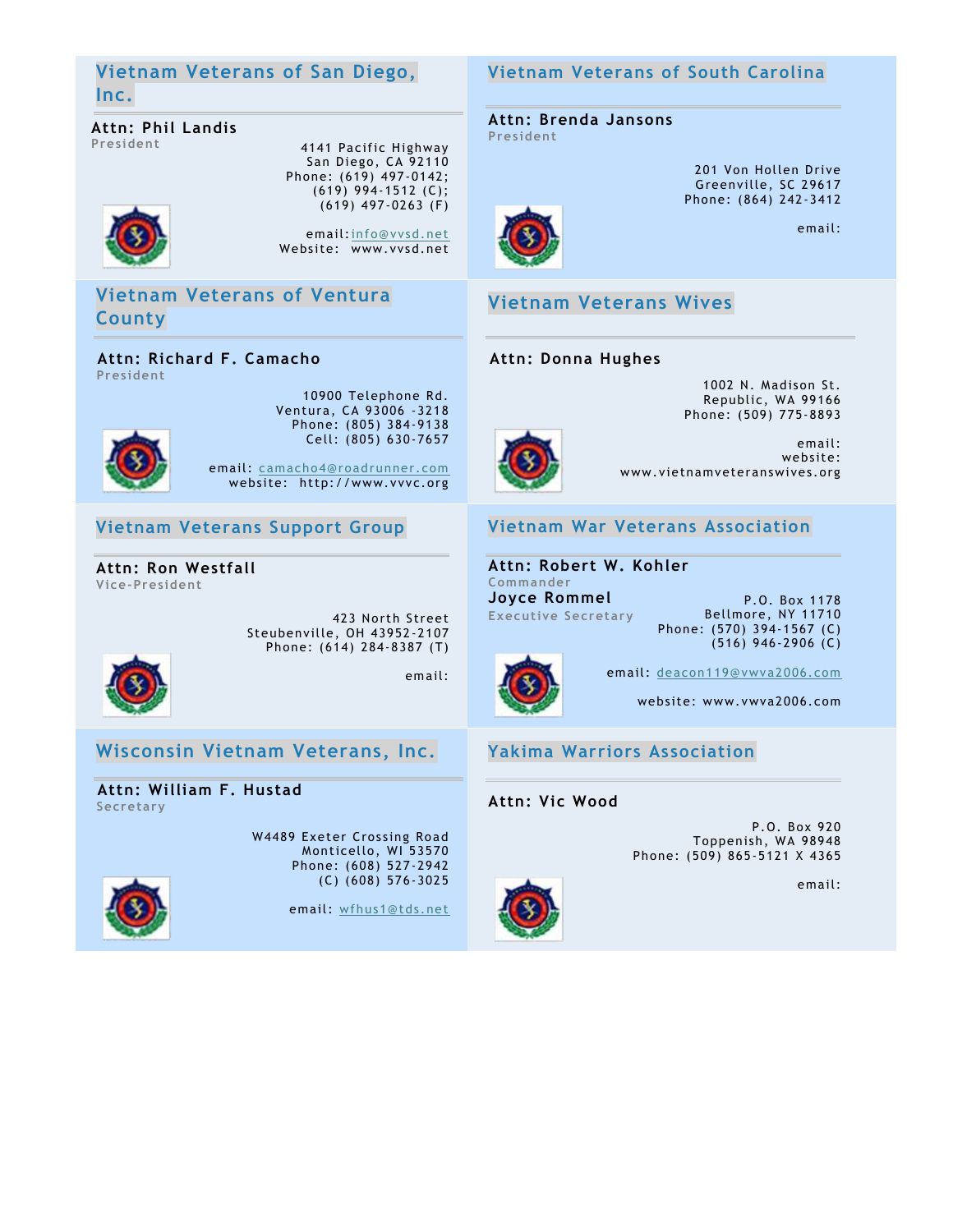## Vietnam Veterans of San Diego, Inc.

**Attn: Phil Landis**
President

4141 Pacific Highway
San Diego, CA 92110
Phone: (619) 497-0142;
(619) 994-1512 (C);
(619) 497-0263 (F)

email: info@vvsd.net
Website: www.vvsd.net

## Vietnam Veterans of South Carolina

**Attn: Brenda Jansons**
President

201 Von Hollen Drive
Greenville, SC 29617
Phone: (864) 242-3412

email:

## Vietnam Veterans of Ventura County

**Attn: Richard F. Camacho**
President

10900 Telephone Rd.
Ventura, CA 93006 -3218
Phone: (805) 384-9138
Cell: (805) 630-7657

email: camacho4@roadrunner.com
website: http://www.vvvc.org

## Vietnam Veterans Wives

**Attn: Donna Hughes**

1002 N. Madison St.
Republic, WA 99166
Phone: (509) 775-8893

email:
website:
www.vietnamveteranswives.org

## Vietnam Veterans Support Group

**Attn: Ron Westfall**
Vice-President

423 North Street
Steubenville, OH 43952-2107
Phone: (614) 284-8387 (T)

email:

## Vietnam War Veterans Association

**Attn: Robert W. Kohler**
Commander

**Joyce Rommel**
Executive Secretary

P.O. Box 1178
Bellmore, NY 11710
Phone: (570) 394-1567 (C)
(516) 946-2906 (C)

email: deacon119@vwva2006.com

website: www.vwva2006.com

## Wisconsin Vietnam Veterans, Inc.

**Attn: William F. Hustad**
Secretary

W4489 Exeter Crossing Road
Monticello, WI 53570
Phone: (608) 527-2942
(C) (608) 576-3025

email: wfhus1@tds.net

## Yakima Warriors Association

**Attn: Vic Wood**

P.O. Box 920
Toppenish, WA 98948
Phone: (509) 865-5121 X 4365

email: